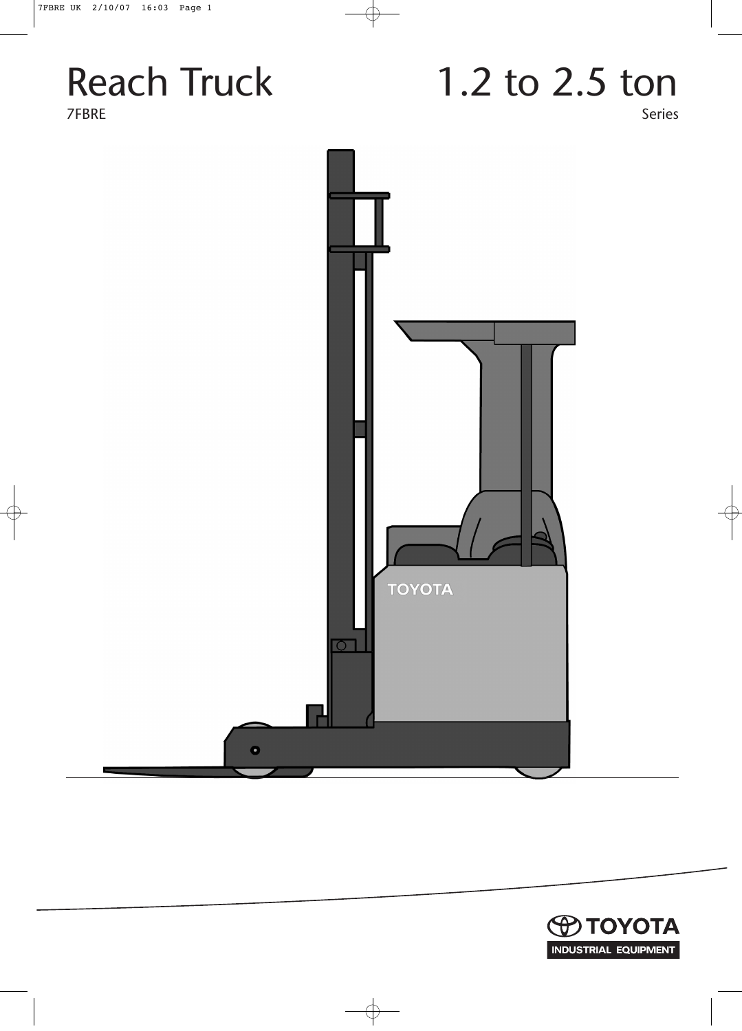# Reach Truck

7FBRE

# 1.2 to 2.5 ton

Series

TOYOTA

TOYOTA
INDUSTRIAL EQUIPMENT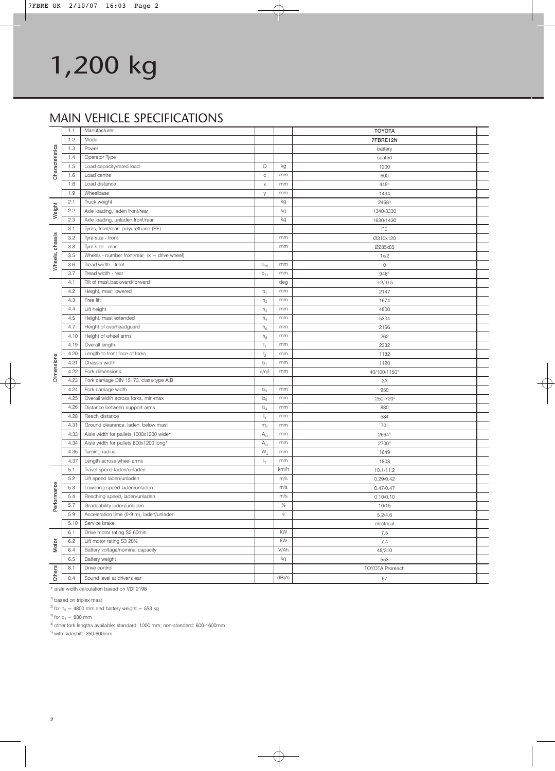# 1,200 kg

## MAIN VEHICLE SPECIFICATIONS

| | | | | | |
|---|---|---|---|---|---|
| Characteristics | 1.1 | Manufacturer | | | **TOYOTA** |
| | 1.2 | Model | | | **7FBRE12N** |
| | 1.3 | Power | | | battery |
| | 1.4 | Operator Type | | | seated |
| | 1.5 | Load capacity/rated load | Q | kg | 1200 |
| | 1.6 | Load centre | c | mm | 600 |
| | 1.8 | Load distance | x | mm | 449[1] |
| | 1.9 | Wheelbase | y | mm | 1434 |
| Weight | 2.1 | Truck weight | | kg | 2468[2] |
| | 2.2 | Axle loading, laden front/rear | | kg | 1340/3330 |
| | 2.3 | Axle loading, unladen front/rear | | kg | 1630/1430 |
| Wheels, chassis | 3.1 | Tyres, front/rear: polyurethane (PE) | | | PE |
| | 3.2 | Tyre size - front | | mm | Ø310x120 |
| | 3.3 | Tyre size - rear | | mm | Ø285x85 |
| | 3.5 | Wheels - number front/rear (x = drive wheel) | | | 1x/2 |
| | 3.6 | Tread width - front | $b_{10}$ | mm | 0 |
| | 3.7 | Tread width - rear | $b_{11}$ | mm | 948[3] |
| Dimensions | 4.1 | Tilt of mast,backward/forward | | deg | +2/-0.5 |
| | 4.2 | Height, mast lowered | $h_1$ | mm | 2147 |
| | 4.3 | Free lift | $h_2$ | mm | 1674 |
| | 4.4 | Lift height | $h_3$ | mm | 4800 |
| | 4.5 | Height, mast extended | $h_4$ | mm | 5304 |
| | 4.7 | Height of overheadguard | $h_6$ | mm | 2166 |
| | 4.10 | Height of wheel arms | $h_8$ | mm | 262 |
| | 4.19 | Overall length | $l_1$ | mm | 2332 |
| | 4.20 | Length to front face of forks | $l_2$ | mm | 1182 |
| | 4.21 | Chassis width | $b_1$ | mm | 1120 |
| | 4.22 | Fork dimensions | s/e/l | mm | 40/100/1150[4] |
| | 4.23 | Fork carriage DIN 15173, class/type A,B | | | 2A |
| | 4.24 | Fork carriage width | $b_3$ | mm | 950 |
| | 4.25 | Overall width across forks, min-max | $b_5$ | mm | 250-720[5] |
| | 4.26 | Distance between support arms | $b_4$ | mm | 880 |
| | 4.28 | Reach distance | $l_4$ | mm | 584 |
| | 4.31 | Ground clearance, laden, below mast | $m_1$ | mm | 70[1] |
| | 4.33 | Aisle width for pallets 1000x1200 wide* | $A_{st}$ | mm | 2664[1] |
| | 4.34 | Aisle width for pallets 800x1200 long* | $A_{st}$ | mm | 2700[1] |
| | 4.35 | Turning radius | $W_a$ | mm | 1649 |
| | 4.37 | Length across wheel arms | $l_7$ | mm | 1808 |
| Performance | 5.1 | Travel speed laden/unladen | | km/h | 10.1/11.2 |
| | 5.2 | Lift speed laden/unladen | | m/s | 0.29/0.42 |
| | 5.3 | Lowering speed laden/unladen | | m/s | 0.47/0.47 |
| | 5.4 | Reaching speed, laden/unladen | | m/s | 0.10/0.10 |
| | 5.7 | Gradeability laden/unladen | | % | 10/15 |
| | 5.9 | Acceleration time (0-9 m), laden/unladen | | s | 5.2/4.6 |
| | 5.10 | Service brake | | | electrical |
| Motor | 6.1 | Drive motor rating S2 60min | | kW | 7.5 |
| | 6.2 | Lift motor rating S3 20% | | kW | 7.4 |
| | 6.4 | Battery voltage/nominal capacity | | V/Ah | 48/310 |
| | 6.5 | Battery weight | | kg | 553 |
| Others | 8.1 | Drive control | | | TOYOTA Proreach |
| | 8.4 | Sound level at driver's ear | | dB(A) | 67 |

\* aisle width calculation based on VDI 2198

[1] based on triplex mast

[2] for $h_3$ = 4800 mm and battery weight = 553 kg

[3] for $b_4$ = 880 mm

[4] other fork lengths available: standard: 1000 mm; non-standard: 600-1600mm

[5] with sideshift: 250-600mm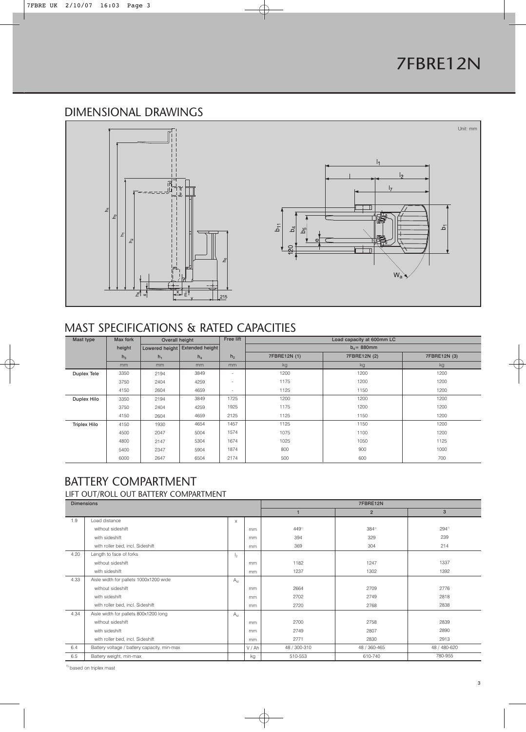# 7FBRE12N

## DIMENSIONAL DRAWINGS

Unit: mm

## MAST SPECIFICATIONS & RATED CAPACITIES

| Mast type | Max fork height | Overall height | | Free lift | Load capacity at 600mm LC | | |
|---|---|---|---|---|---|---|---|
| | | Lowered height | Extended height | | $b_4$= 880mm | | |
| | $h_3$ | $h_1$ | $h_4$ | $h_2$ | 7FBRE12N (1) | 7FBRE12N (2) | 7FBRE12N (3) |
| | mm | mm | mm | mm | kg | kg | kg |
| Duplex Tele | 3350 | 2194 | 3849 | - | 1200 | 1200 | 1200 |
| | 3750 | 2404 | 4259 | - | 1175 | 1200 | 1200 |
| | 4150 | 2604 | 4659 | - | 1125 | 1150 | 1200 |
| Duplex Hilo | 3350 | 2194 | 3849 | 1725 | 1200 | 1200 | 1200 |
| | 3750 | 2404 | 4259 | 1925 | 1175 | 1200 | 1200 |
| | 4150 | 2604 | 4659 | 2125 | 1125 | 1150 | 1200 |
| Triplex Hilo | 4150 | 1930 | 4654 | 1457 | 1125 | 1150 | 1200 |
| | 4500 | 2047 | 5004 | 1574 | 1075 | 1100 | 1200 |
| | 4800 | 2147 | 5304 | 1674 | 1025 | 1050 | 1125 |
| | 5400 | 2347 | 5904 | 1874 | 800 | 900 | 1000 |
| | 6000 | 2647 | 6504 | 2174 | 500 | 600 | 700 |

## BATTERY COMPARTMENT

### LIFT OUT/ROLL OUT BATTERY COMPARTMENT

| Dimensions | | | | 7FBRE12N | | |
|---|---|---|---|---|---|---|
| | | | | 1 | 2 | 3 |
| 1.9 | Load distance | x | | | | |
| | without sideshift | | mm | 449[1] | 384[1] | 294[1] |
| | with sideshift | | mm | 394 | 329 | 239 |
| | with roller bed, incl. Sideshift | | mm | 369 | 304 | 214 |
| 4.20 | Length to face of forks | $l_2$ | | | | |
| | without sideshift | | mm | 1182 | 1247 | 1337 |
| | with sideshift | | mm | 1237 | 1302 | 1392 |
| 4.33 | Aisle width for pallets 1000x1200 wide | $A_{st}$ | | | | |
| | without sideshift | | mm | 2664 | 2709 | 2776 |
| | with sideshift | | mm | 2702 | 2749 | 2818 |
| | with roller bed, incl. Sideshift | | mm | 2720 | 2768 | 2838 |
| 4.34 | Aisle width for pallets 800x1200 long | $A_{st}$ | | | | |
| | without sideshift | | mm | 2700 | 2758 | 2839 |
| | with sideshift | | mm | 2749 | 2807 | 2890 |
| | with roller bed, incl. Sideshift | | mm | 2771 | 2830 | 2913 |
| 6.4 | Battery voltage / battery capacity, min-max | | V / Ah | 48 / 300-310 | 48 / 360-465 | 48 / 480-620 |
| 6.5 | Battery weight, min-max | | kg | 510-553 | 610-740 | 780-955 |

[1] based on triplex mast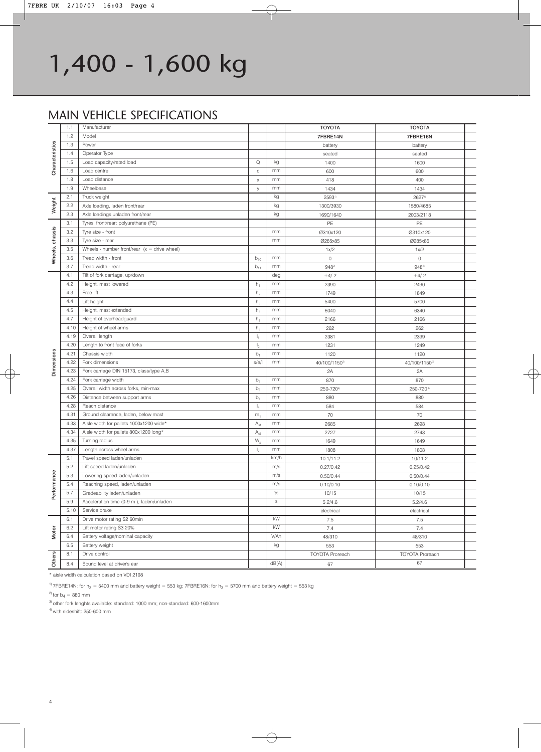# 1,400 - 1,600 kg

## MAIN VEHICLE SPECIFICATIONS

| | | | | | | |
|---|---|---|---|---|---|---|
| Characteristics | 1.1 | Manufacturer | | | TOYOTA | TOYOTA |
| | 1.2 | Model | | | 7FBRE14N | 7FBRE16N |
| | 1.3 | Power | | | battery | battery |
| | 1.4 | Operator Type | | | seated | seated |
| | 1.5 | Load capacity/rated load | Q | kg | 1400 | 1600 |
| | 1.6 | Load centre | c | mm | 600 | 600 |
| | 1.8 | Load distance | x | mm | 418 | 400 |
| | 1.9 | Wheelbase | y | mm | 1434 | 1434 |
| Weight | 2.1 | Truck weight | | kg | 2593[1] | 2627[1] |
| | 2.2 | Axle loading, laden front/rear | | kg | 1300/3930 | 1580/4685 |
| | 2.3 | Axle loadings unladen front/rear | | kg | 1690/1640 | 2003/2118 |
| Wheels, chassis | 3.1 | Tyres, front/rear: polyurethane (PE) | | | PE | PE |
| | 3.2 | Tyre size - front | | mm | Ø310x120 | Ø310x120 |
| | 3.3 | Tyre size - rear | | mm | Ø285x85 | Ø285x85 |
| | 3.5 | Wheels - number front/rear (x = drive wheel) | | | 1x/2 | 1x/2 |
| | 3.6 | Tread width - front | $b_{10}$ | mm | 0 | 0 |
| | 3.7 | Tread width - rear | $b_{11}$ | mm | 948[2] | 948[2] |
| Dimensions | 4.1 | Tilt of fork carriage, up/down | | deg | +4/-2 | +4/-2 |
| | 4.2 | Height, mast lowered | $h_1$ | mm | 2390 | 2490 |
| | 4.3 | Free lift | $h_2$ | mm | 1749 | 1849 |
| | 4.4 | Lift height | $h_3$ | mm | 5400 | 5700 |
| | 4.5 | Height, mast extended | $h_4$ | mm | 6040 | 6340 |
| | 4.7 | Height of overheadguard | $h_6$ | mm | 2166 | 2166 |
| | 4.10 | Height of wheel arms | $h_8$ | mm | 262 | 262 |
| | 4.19 | Overall length | $l_1$ | mm | 2381 | 2399 |
| | 4.20 | Length to front face of forks | $l_2$ | mm | 1231 | 1249 |
| | 4.21 | Chassis width | $b_1$ | mm | 1120 | 1120 |
| | 4.22 | Fork dimensions | s/e/l | mm | 40/100/1150[3] | 40/100/1150[3] |
| | 4.23 | Fork carriage DIN 15173, class/type A,B | | | 2A | 2A |
| | 4.24 | Fork carriage width | $b_3$ | mm | 870 | 870 |
| | 4.25 | Overall width across forks, min-max | $b_5$ | mm | 250-720[4] | 250-720[4] |
| | 4.26 | Distance between support arms | $b_4$ | mm | 880 | 880 |
| | 4.28 | Reach distance | $l_4$ | mm | 584 | 584 |
| | 4.31 | Ground clearance, laden, below mast | $m_1$ | mm | 70 | 70 |
| | 4.33 | Aisle width for pallets 1000x1200 wide* | $A_{st}$ | mm | 2685 | 2698 |
| | 4.34 | Aisle width for pallets 800x1200 long* | $A_{st}$ | mm | 2727 | 2743 |
| | 4.35 | Turning radius | $W_a$ | mm | 1649 | 1649 |
| | 4.37 | Length across wheel arms | $l_7$ | mm | 1808 | 1808 |
| Performance | 5.1 | Travel speed laden/unladen | | km/h | 10.1/11.2 | 10/11.2 |
| | 5.2 | Lift speed laden/unladen | | m/s | 0.27/0.42 | 0.25/0.42 |
| | 5.3 | Lowering speed laden/unladen | | m/s | 0.50/0.44 | 0.50/0.44 |
| | 5.4 | Reaching speed, laden/unladen | | m/s | 0.10/0.10 | 0.10/0.10 |
| | 5.7 | Gradeability laden/unladen | | % | 10/15 | 10/15 |
| | 5.9 | Acceleration time (0-9 m ), laden/unladen | | s | 5.2/4.6 | 5.2/4.6 |
| | 5.10 | Service brake | | | electrical | electrical |
| Motor | 6.1 | Drive motor rating S2 60min | | kW | 7.5 | 7.5 |
| | 6.2 | Lift motor rating S3 20% | | kW | 7.4 | 7.4 |
| | 6.4 | Battery voltage/nominal capacity | | V/Ah | 48/310 | 48/310 |
| | 6.5 | Battery weight | | kg | 553 | 553 |
| Others | 8.1 | Drive control | | | TOYOTA Proreach | TOYOTA Proreach |
| | 8.4 | Sound level at driver's ear | | dB(A) | 67 | 67 |

* aisle width calculation based on VDI 2198

[1] 7FBRE14N: for $h_3$ = 5400 mm and battery weight = 553 kg; 7FBRE16N: for $h_3$ = 5700 mm and battery weight = 553 kg

[2] for $b_4$ = 880 mm

[3] other fork lenghts available: standard: 1000 mm; non-standard: 600-1600mm

[4] with sideshift: 250-600 mm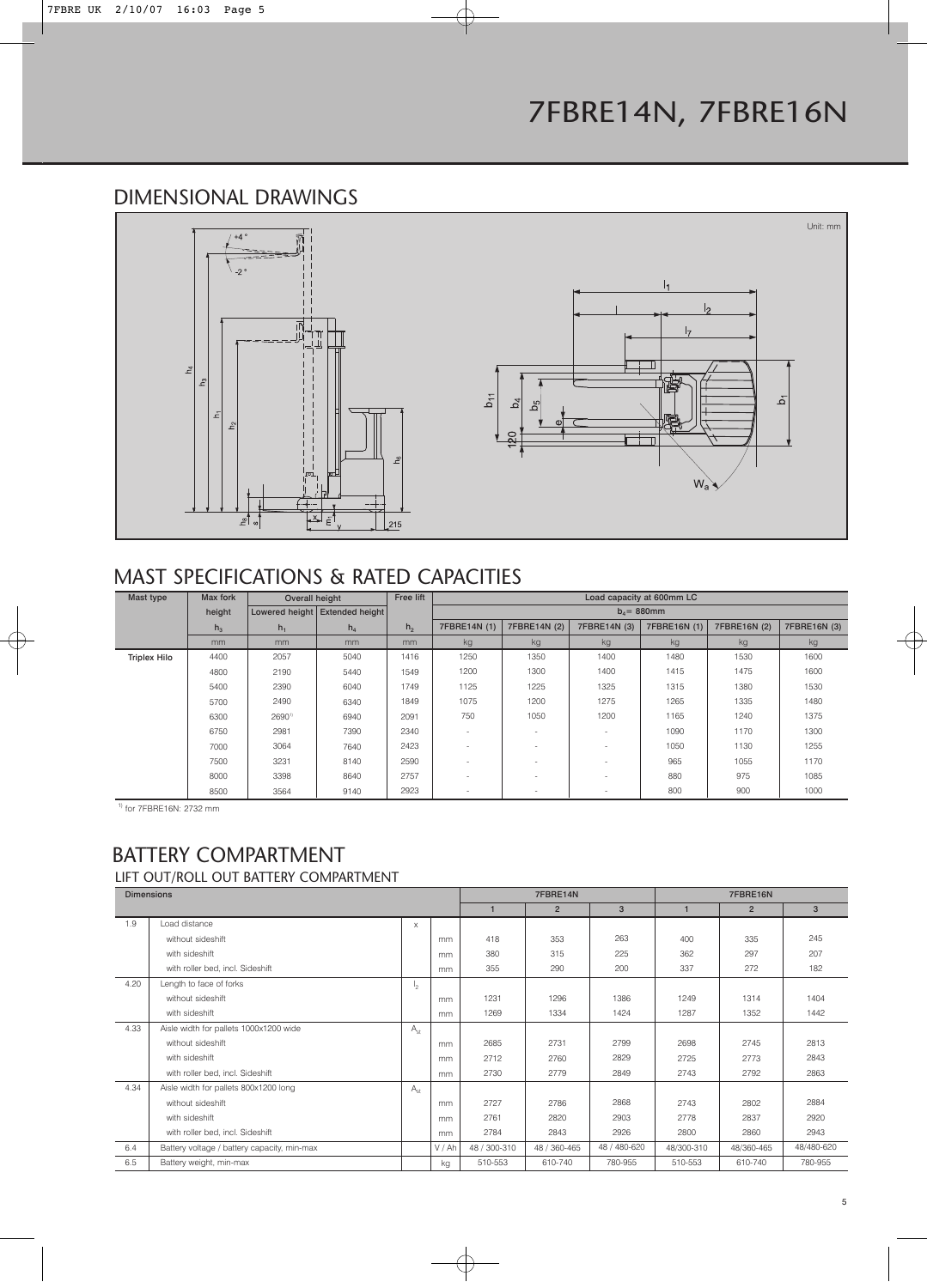# 7FBRE14N, 7FBRE16N

## DIMENSIONAL DRAWINGS

Unit: mm

## MAST SPECIFICATIONS & RATED CAPACITIES

| Mast type | Max fork height | Overall height | | Free lift | Load capacity at 600mm LC | | | | | |
|---|---|---|---|---|---|---|---|---|---|---|
| | | Lowered height | Extended height | | $b_4$= 880mm | | | | | |
| | $h_3$ | $h_1$ | $h_4$ | $h_2$ | 7FBRE14N (1) | 7FBRE14N (2) | 7FBRE14N (3) | 7FBRE16N (1) | 7FBRE16N (2) | 7FBRE16N (3) |
| | mm | mm | mm | mm | kg | kg | kg | kg | kg | kg |
| Triplex Hilo | 4400 | 2057 | 5040 | 1416 | 1250 | 1350 | 1400 | 1480 | 1530 | 1600 |
| | 4800 | 2190 | 5440 | 1549 | 1200 | 1300 | 1400 | 1415 | 1475 | 1600 |
| | 5400 | 2390 | 6040 | 1749 | 1125 | 1225 | 1325 | 1315 | 1380 | 1530 |
| | 5700 | 2490 | 6340 | 1849 | 1075 | 1200 | 1275 | 1265 | 1335 | 1480 |
| | 6300 | 2690[1] | 6940 | 2091 | 750 | 1050 | 1200 | 1165 | 1240 | 1375 |
| | 6750 | 2981 | 7390 | 2340 | - | - | - | 1090 | 1170 | 1300 |
| | 7000 | 3064 | 7640 | 2423 | - | - | - | 1050 | 1130 | 1255 |
| | 7500 | 3231 | 8140 | 2590 | - | - | - | 965 | 1055 | 1170 |
| | 8000 | 3398 | 8640 | 2757 | - | - | - | 880 | 975 | 1085 |
| | 8500 | 3564 | 9140 | 2923 | - | - | - | 800 | 900 | 1000 |

[1] for 7FBRE16N: 2732 mm

## BATTERY COMPARTMENT

### LIFT OUT/ROLL OUT BATTERY COMPARTMENT

| Dimensions | | | | 7FBRE14N | | | 7FBRE16N | | |
|---|---|---|---|---|---|---|---|---|---|
| | | | | 1 | 2 | 3 | 1 | 2 | 3 |
| 1.9 | Load distance | x | | | | | | | |
| | without sideshift | | mm | 418 | 353 | 263 | 400 | 335 | 245 |
| | with sideshift | | mm | 380 | 315 | 225 | 362 | 297 | 207 |
| | with roller bed, incl. Sideshift | | mm | 355 | 290 | 200 | 337 | 272 | 182 |
| 4.20 | Length to face of forks | $l_2$ | | | | | | | |
| | without sideshift | | mm | 1231 | 1296 | 1386 | 1249 | 1314 | 1404 |
| | with sideshift | | mm | 1269 | 1334 | 1424 | 1287 | 1352 | 1442 |
| 4.33 | Aisle width for pallets 1000x1200 wide | $A_{st}$ | | | | | | | |
| | without sideshift | | mm | 2685 | 2731 | 2799 | 2698 | 2745 | 2813 |
| | with sideshift | | mm | 2712 | 2760 | 2829 | 2725 | 2773 | 2843 |
| | with roller bed, incl. Sideshift | | mm | 2730 | 2779 | 2849 | 2743 | 2792 | 2863 |
| 4.34 | Aisle width for pallets 800x1200 long | $A_{st}$ | | | | | | | |
| | without sideshift | | mm | 2727 | 2786 | 2868 | 2743 | 2802 | 2884 |
| | with sideshift | | mm | 2761 | 2820 | 2903 | 2778 | 2837 | 2920 |
| | with roller bed, incl. Sideshift | | mm | 2784 | 2843 | 2926 | 2800 | 2860 | 2943 |
| 6.4 | Battery voltage / battery capacity, min-max | | V / Ah | 48 / 300-310 | 48 / 360-465 | 48 / 480-620 | 48/300-310 | 48/360-465 | 48/480-620 |
| 6.5 | Battery weight, min-max | | kg | 510-553 | 610-740 | 780-955 | 510-553 | 610-740 | 780-955 |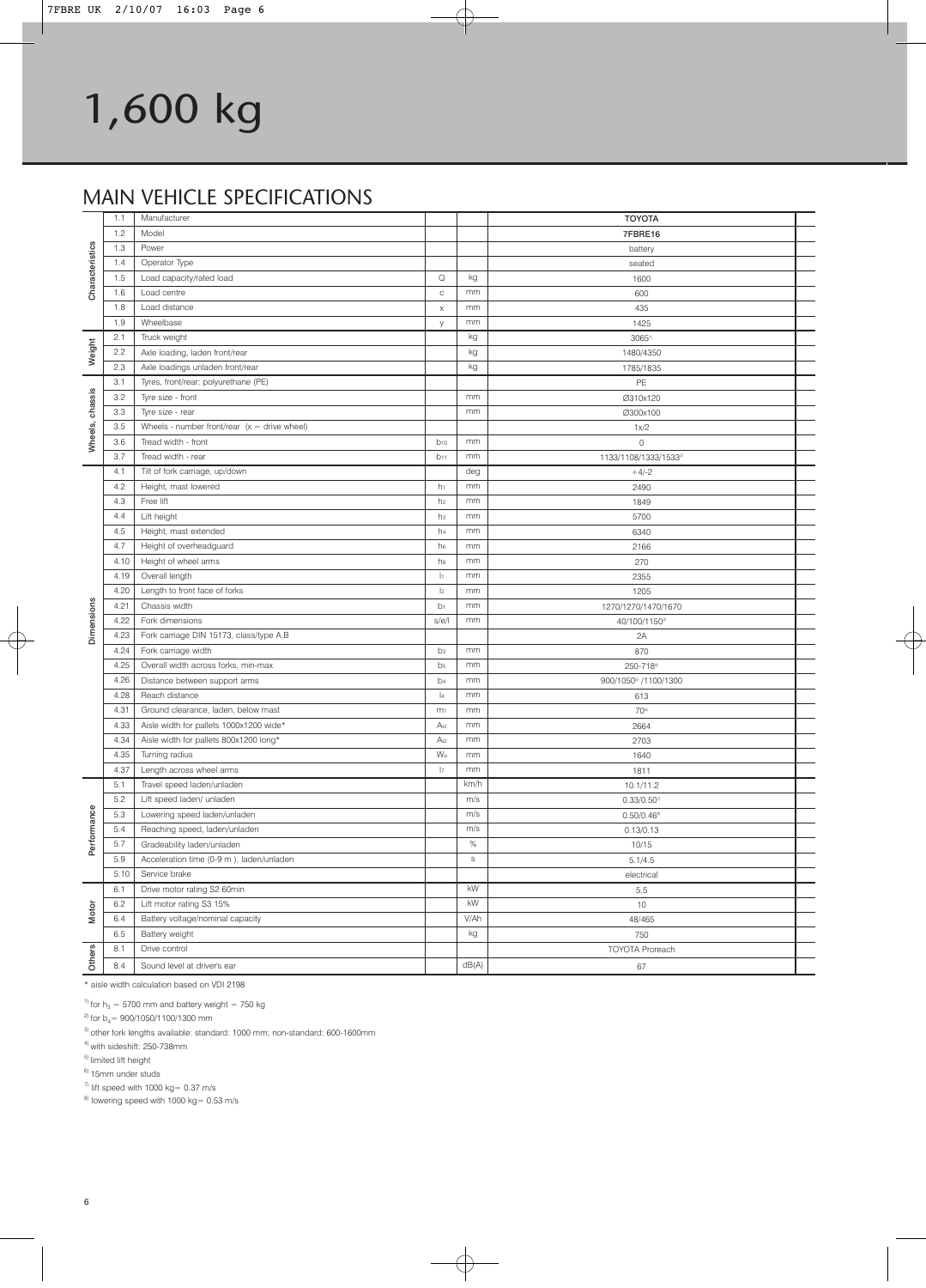# 1,600 kg

## MAIN VEHICLE SPECIFICATIONS

| | | | | | |
|---|---|---|---|---|---|
| Characteristics | 1.1 | Manufacturer | | | **TOYOTA** |
| | 1.2 | Model | | | **7FBRE16** |
| | 1.3 | Power | | | battery |
| | 1.4 | Operator Type | | | seated |
| | 1.5 | Load capacity/rated load | Q | kg | 1600 |
| | 1.6 | Load centre | c | mm | 600 |
| | 1.8 | Load distance | x | mm | 435 |
| | 1.9 | Wheelbase | y | mm | 1425 |
| Weight | 2.1 | Truck weight | | kg | 3065[1] |
| | 2.2 | Axle loading, laden front/rear | | kg | 1480/4350 |
| | 2.3 | Axle loadings unladen front/rear | | kg | 1785/1835 |
| Wheels, chassis | 3.1 | Tyres, front/rear: polyurethane (PE) | | | PE |
| | 3.2 | Tyre size - front | | mm | Ø310x120 |
| | 3.3 | Tyre size - rear | | mm | Ø300x100 |
| | 3.5 | Wheels - number front/rear (x = drive wheel) | | | 1x/2 |
| | 3.6 | Tread width - front | $b_{10}$ | mm | 0 |
| | 3.7 | Tread width - rear | $b_{11}$ | mm | 1133/1108/1333/1533[2] |
| Dimensions | 4.1 | Tilt of fork carriage, up/down | | deg | +4/-2 |
| | 4.2 | Height, mast lowered | $h_1$ | mm | 2490 |
| | 4.3 | Free lift | $h_2$ | mm | 1849 |
| | 4.4 | Lift height | $h_3$ | mm | 5700 |
| | 4.5 | Height, mast extended | $h_4$ | mm | 6340 |
| | 4.7 | Height of overheadguard | $h_6$ | mm | 2166 |
| | 4.10 | Height of wheel arms | $h_8$ | mm | 270 |
| | 4.19 | Overall length | $l_1$ | mm | 2355 |
| | 4.20 | Length to front face of forks | $l_2$ | mm | 1205 |
| | 4.21 | Chassis width | $b_1$ | mm | 1270/1270/1470/1670 |
| | 4.22 | Fork dimensions | s/e/l | mm | 40/100/1150[3] |
| | 4.23 | Fork carriage DIN 15173, class/type A,B | | | 2A |
| | 4.24 | Fork carriage width | $b_3$ | mm | 870 |
| | 4.25 | Overall width across forks, min-max | $b_5$ | mm | 250-718[4] |
| | 4.26 | Distance between support arms | $b_4$ | mm | 900/1050[5] /1100/1300 |
| | 4.28 | Reach distance | $l_4$ | mm | 613 |
| | 4.31 | Ground clearance, laden, below mast | $m_1$ | mm | 70[6] |
| | 4.33 | Aisle width for pallets 1000x1200 wide* | $A_{st}$ | mm | 2664 |
| | 4.34 | Aisle width for pallets 800x1200 long* | $A_{st}$ | mm | 2703 |
| | 4.35 | Turning radius | $W_a$ | mm | 1640 |
| | 4.37 | Length across wheel arms | $l_7$ | mm | 1811 |
| Performance | 5.1 | Travel speed laden/unladen | | km/h | 10.1/11.2 |
| | 5.2 | Lift speed laden/ unladen | | m/s | 0.33/0.50[7] |
| | 5.3 | Lowering speed laden/unladen | | m/s | 0.50/0.46[8] |
| | 5.4 | Reaching speed, laden/unladen | | m/s | 0.13/0.13 |
| | 5.7 | Gradeability laden/unladen | | % | 10/15 |
| | 5.9 | Acceleration time (0-9 m ), laden/unladen | | s | 5.1/4.5 |
| | 5.10 | Service brake | | | electrical |
| Motor | 6.1 | Drive motor rating S2 60min | | kW | 5.5 |
| | 6.2 | Lift motor rating S3 15% | | kW | 10 |
| | 6.4 | Battery voltage/nominal capacity | | V/Ah | 48/465 |
| | 6.5 | Battery weight | | kg | 750 |
| Others | 8.1 | Drive control | | | TOYOTA Proreach |
| | 8.4 | Sound level at driver's ear | | dB(A) | 67 |

* aisle width calculation based on VDI 2198

[1] for $h_3$ = 5700 mm and battery weight = 750 kg

[2] for $b_4$ = 900/1050/1100/1300 mm

[3] other fork lengths available: standard: 1000 mm; non-standard: 600-1600mm

[4] with sideshift: 250-738mm

[5] limited lift height

[6] 15mm under studs

[7] lift speed with 1000 kg= 0.37 m/s

[8] lowering speed with 1000 kg= 0.53 m/s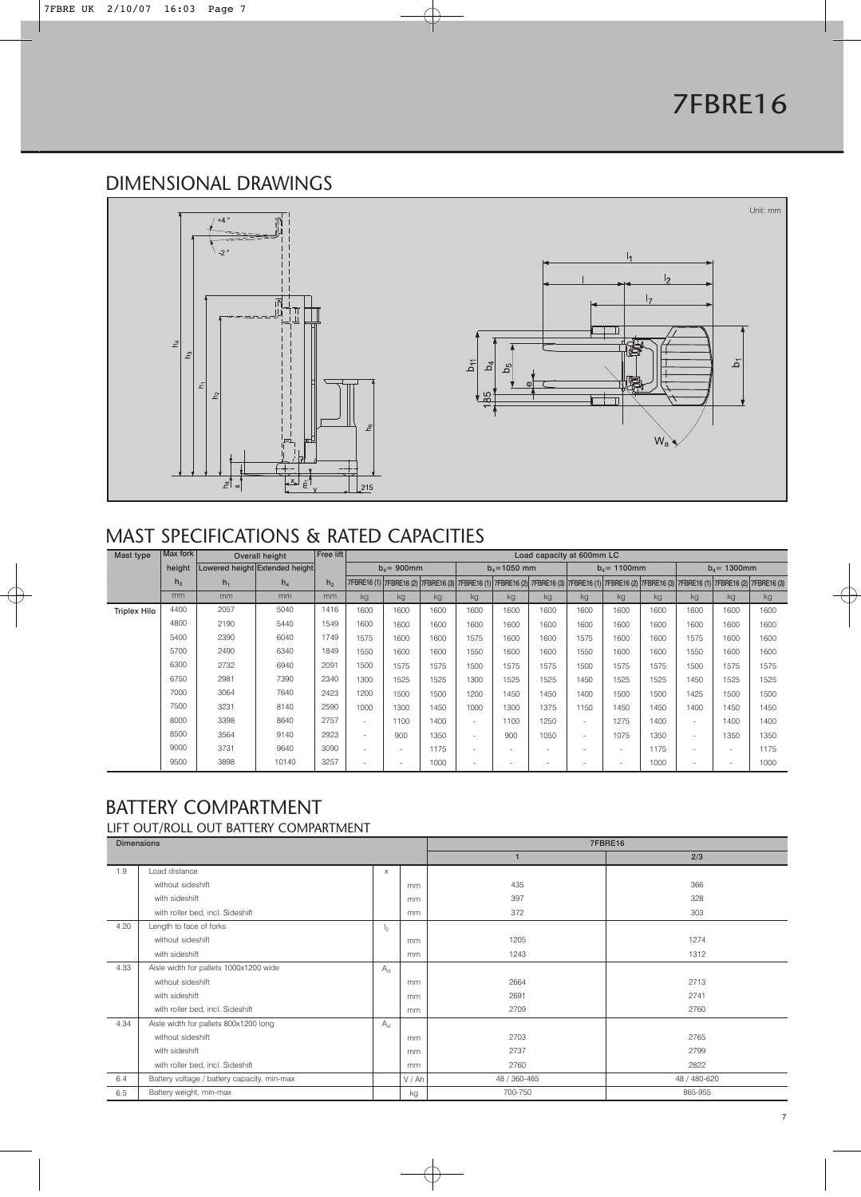# 7FBRE16

## DIMENSIONAL DRAWINGS

Unit: mm

+4°
-2°
$h_4$
$h_3$
$h_1$
$h_2$
$h_6$
$h_8$
s
x
m
y
215
$l_1$
l
$l_2$
$l_7$
$b_{11}$
$b_4$
$b_5$
e
185
$b_1$
$W_a$

## MAST SPECIFICATIONS & RATED CAPACITIES

| Mast type | Max fork height | Overall height | | Free lift | Load capacity at 600mm LC | | | | | | | | | | | |
|---|---|---|---|---|---|---|---|---|---|---|---|---|---|---|---|---|
| | | Lowered height | Extended height | | $b_4$= 900mm | | | $b_4$=1050 mm | | | $b_4$= 1100mm | | | $b_4$= 1300mm | | |
| | $h_3$ | $h_1$ | $h_4$ | $h_2$ | 7FBRE16 (1) | 7FBRE16 (2) | 7FBRE16 (3) | 7FBRE16 (1) | 7FBRE16 (2) | 7FBRE16 (3) | 7FBRE16 (1) | 7FBRE16 (2) | 7FBRE16 (3) | 7FBRE16 (1) | 7FBRE16 (2) | 7FBRE16 (3) |
| | mm | mm | mm | mm | kg | kg | kg | kg | kg | kg | kg | kg | kg | kg | kg | kg |
| Triplex Hilo | 4400 | 2057 | 5040 | 1416 | 1600 | 1600 | 1600 | 1600 | 1600 | 1600 | 1600 | 1600 | 1600 | 1600 | 1600 | 1600 |
| | 4800 | 2190 | 5440 | 1549 | 1600 | 1600 | 1600 | 1600 | 1600 | 1600 | 1600 | 1600 | 1600 | 1600 | 1600 | 1600 |
| | 5400 | 2390 | 6040 | 1749 | 1575 | 1600 | 1600 | 1575 | 1600 | 1600 | 1575 | 1600 | 1600 | 1575 | 1600 | 1600 |
| | 5700 | 2490 | 6340 | 1849 | 1550 | 1600 | 1600 | 1550 | 1600 | 1600 | 1550 | 1600 | 1600 | 1550 | 1600 | 1600 |
| | 6300 | 2732 | 6940 | 2091 | 1500 | 1575 | 1575 | 1500 | 1575 | 1575 | 1500 | 1575 | 1575 | 1500 | 1575 | 1575 |
| | 6750 | 2981 | 7390 | 2340 | 1300 | 1525 | 1525 | 1300 | 1525 | 1525 | 1450 | 1525 | 1525 | 1450 | 1525 | 1525 |
| | 7000 | 3064 | 7640 | 2423 | 1200 | 1500 | 1500 | 1200 | 1450 | 1450 | 1400 | 1500 | 1500 | 1425 | 1500 | 1500 |
| | 7500 | 3231 | 8140 | 2590 | 1000 | 1300 | 1450 | 1000 | 1300 | 1375 | 1150 | 1450 | 1450 | 1400 | 1450 | 1450 |
| | 8000 | 3398 | 8640 | 2757 | - | 1100 | 1400 | - | 1100 | 1250 | - | 1275 | 1400 | - | 1400 | 1400 |
| | 8500 | 3564 | 9140 | 2923 | - | 900 | 1350 | - | 900 | 1050 | - | 1075 | 1350 | - | 1350 | 1350 |
| | 9000 | 3731 | 9640 | 3090 | - | - | 1175 | - | - | - | - | - | 1175 | - | - | 1175 |
| | 9500 | 3898 | 10140 | 3257 | - | - | 1000 | - | - | - | - | - | 1000 | - | - | 1000 |

## BATTERY COMPARTMENT

### LIFT OUT/ROLL OUT BATTERY COMPARTMENT

| Dimensions | | | | 7FBRE16 | |
|---|---|---|---|---|---|
| | | | | 1 | 2/3 |
| 1.9 | Load distance | x | | | |
| | without sideshift | | mm | 435 | 366 |
| | with sideshift | | mm | 397 | 328 |
| | with roller bed, incl. Sideshift | | mm | 372 | 303 |
| 4.20 | Length to face of forks | $l_2$ | | | |
| | without sideshift | | mm | 1205 | 1274 |
| | with sideshift | | mm | 1243 | 1312 |
| 4.33 | Aisle width for pallets 1000x1200 wide | $A_{st}$ | | | |
| | without sideshift | | mm | 2664 | 2713 |
| | with sideshift | | mm | 2691 | 2741 |
| | with roller bed, incl. Sideshift | | mm | 2709 | 2760 |
| 4.34 | Aisle width for pallets 800x1200 long | $A_{st}$ | | | |
| | without sideshift | | mm | 2703 | 2765 |
| | with sideshift | | mm | 2737 | 2799 |
| | with roller bed, incl. Sideshift | | mm | 2760 | 2822 |
| 6.4 | Battery voltage / battery capacity, min-max | | V / Ah | 48 / 360-465 | 48 / 480-620 |
| 6.5 | Battery weight, min-max | | kg | 700-750 | 865-955 |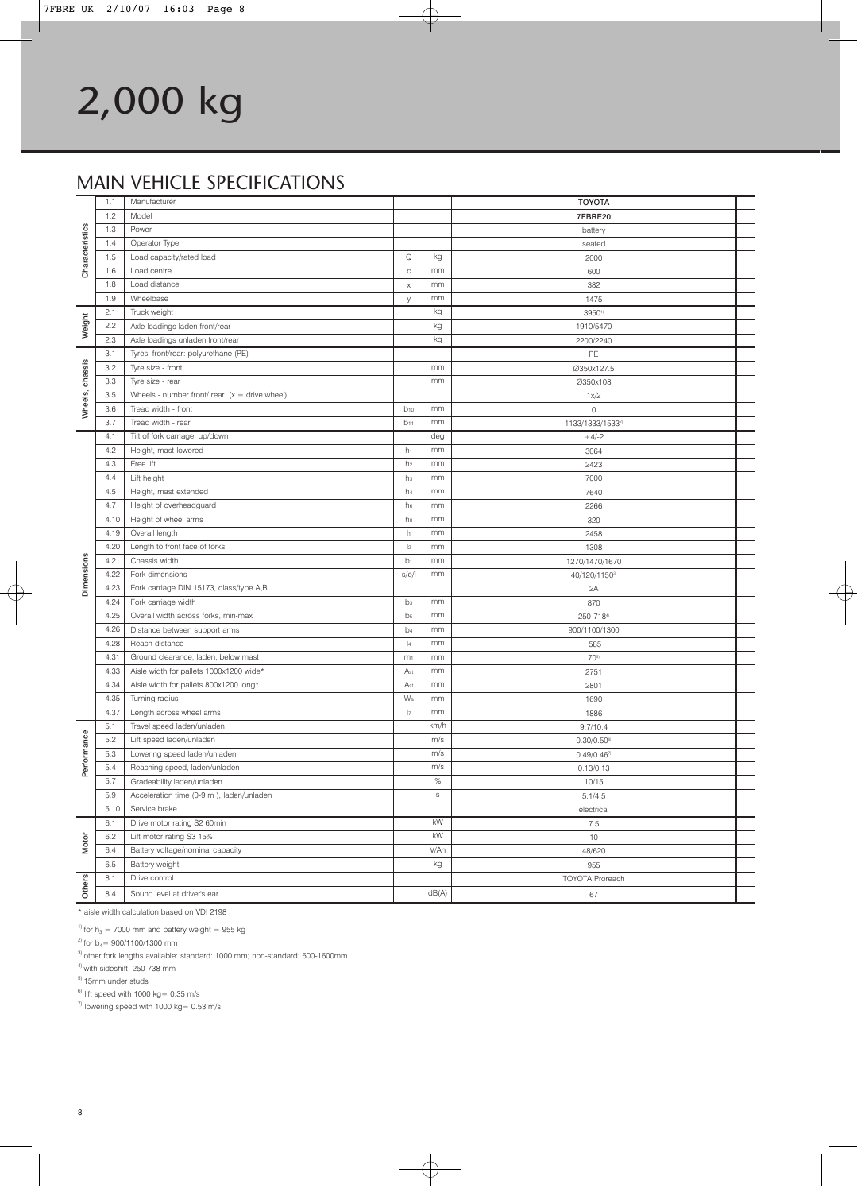# 2,000 kg

## MAIN VEHICLE SPECIFICATIONS

| | | | | | |
|---|---|---|---|---|---|
| Characteristics | 1.1 | Manufacturer | | | TOYOTA |
| | 1.2 | Model | | | 7FBRE20 |
| | 1.3 | Power | | | battery |
| | 1.4 | Operator Type | | | seated |
| | 1.5 | Load capacity/rated load | Q | kg | 2000 |
| | 1.6 | Load centre | c | mm | 600 |
| | 1.8 | Load distance | x | mm | 382 |
| | 1.9 | Wheelbase | y | mm | 1475 |
| Weight | 2.1 | Truck weight | | kg | 3950[1] |
| | 2.2 | Axle loadings laden front/rear | | kg | 1910/5470 |
| | 2.3 | Axle loadings unladen front/rear | | kg | 2200/2240 |
| Wheels, chassis | 3.1 | Tyres, front/rear: polyurethane (PE) | | | PE |
| | 3.2 | Tyre size - front | | mm | Ø350x127.5 |
| | 3.3 | Tyre size - rear | | mm | Ø350x108 |
| | 3.5 | Wheels - number front/ rear (x = drive wheel) | | | 1x/2 |
| | 3.6 | Tread width - front | $b_{10}$ | mm | 0 |
| | 3.7 | Tread width - rear | $b_{11}$ | mm | 1133/1333/1533[2] |
| Dimensions | 4.1 | Tilt of fork carriage, up/down | | deg | +4/-2 |
| | 4.2 | Height, mast lowered | $h_1$ | mm | 3064 |
| | 4.3 | Free lift | $h_2$ | mm | 2423 |
| | 4.4 | Lift height | $h_3$ | mm | 7000 |
| | 4.5 | Height, mast extended | $h_4$ | mm | 7640 |
| | 4.7 | Height of overheadguard | $h_6$ | mm | 2266 |
| | 4.10 | Height of wheel arms | $h_8$ | mm | 320 |
| | 4.19 | Overall length | $l_1$ | mm | 2458 |
| | 4.20 | Length to front face of forks | $l_2$ | mm | 1308 |
| | 4.21 | Chassis width | $b_1$ | mm | 1270/1470/1670 |
| | 4.22 | Fork dimensions | s/e/l | mm | 40/120/1150[3] |
| | 4.23 | Fork carriage DIN 15173, class/type A,B | | | 2A |
| | 4.24 | Fork carriage width | $b_3$ | mm | 870 |
| | 4.25 | Overall width across forks, min-max | $b_5$ | mm | 250-718[4] |
| | 4.26 | Distance between support arms | $b_4$ | mm | 900/1100/1300 |
| | 4.28 | Reach distance | $l_4$ | mm | 585 |
| | 4.31 | Ground clearance, laden, below mast | $m_1$ | mm | 70[5] |
| | 4.33 | Aisle width for pallets 1000x1200 wide* | $A_{st}$ | mm | 2751 |
| | 4.34 | Aisle width for pallets 800x1200 long* | $A_{st}$ | mm | 2801 |
| | 4.35 | Turning radius | $W_a$ | mm | 1690 |
| | 4.37 | Length across wheel arms | $l_7$ | mm | 1886 |
| Performance | 5.1 | Travel speed laden/unladen | | km/h | 9.7/10.4 |
| | 5.2 | Lift speed laden/unladen | | m/s | 0.30/0.50[6] |
| | 5.3 | Lowering speed laden/unladen | | m/s | 0.49/0.46[7] |
| | 5.4 | Reaching speed, laden/unladen | | m/s | 0.13/0.13 |
| | 5.7 | Gradeability laden/unladen | | % | 10/15 |
| | 5.9 | Acceleration time (0-9 m ), laden/unladen | | s | 5.1/4.5 |
| | 5.10 | Service brake | | | electrical |
| Motor | 6.1 | Drive motor rating S2 60min | | kW | 7.5 |
| | 6.2 | Lift motor rating S3 15% | | kW | 10 |
| | 6.4 | Battery voltage/nominal capacity | | V/Ah | 48/620 |
| | 6.5 | Battery weight | | kg | 955 |
| Others | 8.1 | Drive control | | | TOYOTA Proreach |
| | 8.4 | Sound level at driver's ear | | dB(A) | 67 |

* aisle width calculation based on VDI 2198

[1] for $h_3$ = 7000 mm and battery weight = 955 kg

[2] for $b_4$= 900/1100/1300 mm

[3] other fork lengths available: standard: 1000 mm; non-standard: 600-1600mm

[4] with sideshift: 250-738 mm

[5] 15mm under studs

[6] lift speed with 1000 kg= 0.35 m/s

[7] lowering speed with 1000 kg= 0.53 m/s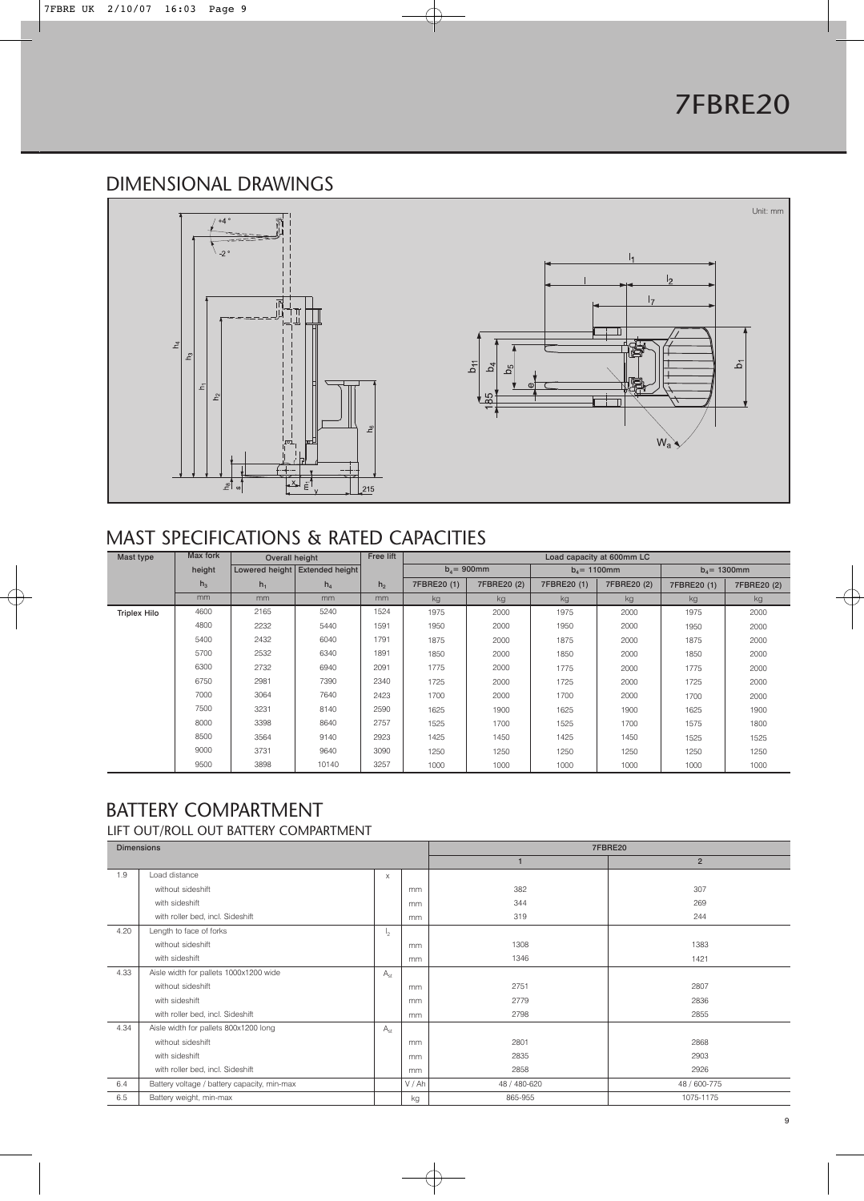# 7FBRE20

## DIMENSIONAL DRAWINGS

Unit: mm

+4°
-2°
$h_4$
$h_3$
$h_1$
$h_2$
$h_6$
$h_8$
s
x
m
y
215

$l_1$
l
$l_2$
$l_7$
$b_{11}$
$b_4$
$b_5$
e
185
$b_1$
$W_a$

## MAST SPECIFICATIONS & RATED CAPACITIES

| Mast type | Max fork height | Overall height | | Free lift | Load capacity at 600mm LC | | | | | |
|---|---|---|---|---|---|---|---|---|---|---|
| | | Lowered height | Extended height | | $b_4$ = 900mm | | $b_4$ = 1100mm | | $b_4$ = 1300mm | |
| | $h_3$ | $h_1$ | $h_4$ | $h_2$ | 7FBRE20 (1) | 7FBRE20 (2) | 7FBRE20 (1) | 7FBRE20 (2) | 7FBRE20 (1) | 7FBRE20 (2) |
| | mm | mm | mm | mm | kg | kg | kg | kg | kg | kg |
| Triplex Hilo | 4600 | 2165 | 5240 | 1524 | 1975 | 2000 | 1975 | 2000 | 1975 | 2000 |
| | 4800 | 2232 | 5440 | 1591 | 1950 | 2000 | 1950 | 2000 | 1950 | 2000 |
| | 5400 | 2432 | 6040 | 1791 | 1875 | 2000 | 1875 | 2000 | 1875 | 2000 |
| | 5700 | 2532 | 6340 | 1891 | 1850 | 2000 | 1850 | 2000 | 1850 | 2000 |
| | 6300 | 2732 | 6940 | 2091 | 1775 | 2000 | 1775 | 2000 | 1775 | 2000 |
| | 6750 | 2981 | 7390 | 2340 | 1725 | 2000 | 1725 | 2000 | 1725 | 2000 |
| | 7000 | 3064 | 7640 | 2423 | 1700 | 2000 | 1700 | 2000 | 1700 | 2000 |
| | 7500 | 3231 | 8140 | 2590 | 1625 | 1900 | 1625 | 1900 | 1625 | 1900 |
| | 8000 | 3398 | 8640 | 2757 | 1525 | 1700 | 1525 | 1700 | 1575 | 1800 |
| | 8500 | 3564 | 9140 | 2923 | 1425 | 1450 | 1425 | 1450 | 1525 | 1525 |
| | 9000 | 3731 | 9640 | 3090 | 1250 | 1250 | 1250 | 1250 | 1250 | 1250 |
| | 9500 | 3898 | 10140 | 3257 | 1000 | 1000 | 1000 | 1000 | 1000 | 1000 |

## BATTERY COMPARTMENT

### LIFT OUT/ROLL OUT BATTERY COMPARTMENT

| Dimensions | | | | 7FBRE20 | |
|---|---|---|---|---|---|
| | | | | 1 | 2 |
| 1.9 | Load distance | x | | | |
| | without sideshift | | mm | 382 | 307 |
| | with sideshift | | mm | 344 | 269 |
| | with roller bed, incl. Sideshift | | mm | 319 | 244 |
| 4.20 | Length to face of forks | $l_2$ | | | |
| | without sideshift | | mm | 1308 | 1383 |
| | with sideshift | | mm | 1346 | 1421 |
| 4.33 | Aisle width for pallets 1000x1200 wide | $A_{st}$ | | | |
| | without sideshift | | mm | 2751 | 2807 |
| | with sideshift | | mm | 2779 | 2836 |
| | with roller bed, incl. Sideshift | | mm | 2798 | 2855 |
| 4.34 | Aisle width for pallets 800x1200 long | $A_{st}$ | | | |
| | without sideshift | | mm | 2801 | 2868 |
| | with sideshift | | mm | 2835 | 2903 |
| | with roller bed, incl. Sideshift | | mm | 2858 | 2926 |
| 6.4 | Battery voltage / battery capacity, min-max | | V / Ah | 48 / 480-620 | 48 / 600-775 |
| 6.5 | Battery weight, min-max | | kg | 865-955 | 1075-1175 |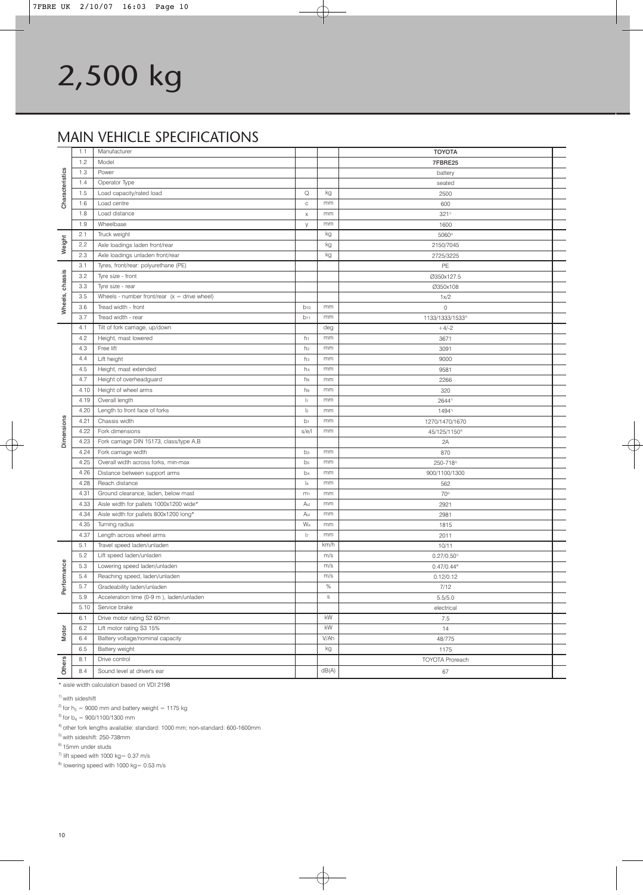# 2,500 kg

## MAIN VEHICLE SPECIFICATIONS

| | | | | | |
|---|---|---|---|---|---|
| Characteristics | 1.1 | Manufacturer | | | TOYOTA |
| | 1.2 | Model | | | 7FBRE25 |
| | 1.3 | Power | | | battery |
| | 1.4 | Operator Type | | | seated |
| | 1.5 | Load capacity/rated load | Q | kg | 2500 |
| | 1.6 | Load centre | c | mm | 600 |
| | 1.8 | Load distance | x | mm | 321[1] |
| | 1.9 | Wheelbase | y | mm | 1600 |
| Weight | 2.1 | Truck weight | | kg | 5060[2] |
| | 2.2 | Axle loadings laden front/rear | | kg | 2150/7045 |
| | 2.3 | Axle loadings unladen front/rear | | kg | 2725/3225 |
| Wheels, chassis | 3.1 | Tyres, front/rear: polyurethane (PE) | | | PE |
| | 3.2 | Tyre size - front | | | Ø350x127.5 |
| | 3.3 | Tyre size - rear | | | Ø350x108 |
| | 3.5 | Wheels - number front/rear (x = drive wheel) | | | 1x/2 |
| | 3.6 | Tread width - front | $b_{10}$ | mm | 0 |
| | 3.7 | Tread width - rear | $b_{11}$ | mm | 1133/1333/1533[3] |
| Dimensions | 4.1 | Tilt of fork carriage, up/down | | deg | +4/-2 |
| | 4.2 | Height, mast lowered | $h_1$ | mm | 3671 |
| | 4.3 | Free lift | $h_2$ | mm | 3091 |
| | 4.4 | Lift height | $h_3$ | mm | 9000 |
| | 4.5 | Height, mast extended | $h_4$ | mm | 9581 |
| | 4.7 | Height of overheadguard | $h_6$ | mm | 2266 |
| | 4.10 | Height of wheel arms | $h_8$ | mm | 320 |
| | 4.19 | Overall length | $l_1$ | mm | 2644[1] |
| | 4.20 | Length to front face of forks | $l_2$ | mm | 1494[1] |
| | 4.21 | Chassis width | $b_1$ | mm | 1270/1470/1670 |
| | 4.22 | Fork dimensions | s/e/l | mm | 45/125/1150[4] |
| | 4.23 | Fork carriage DIN 15173, class/type A,B | | | 2A |
| | 4.24 | Fork carriage width | $b_3$ | mm | 870 |
| | 4.25 | Overall width across forks, min-max | $b_5$ | mm | 250-718[5] |
| | 4.26 | Distance between support arms | $b_4$ | mm | 900/1100/1300 |
| | 4.28 | Reach distance | $l_4$ | mm | 562 |
| | 4.31 | Ground clearance, laden, below mast | $m_1$ | mm | 70[6] |
| | 4.33 | Aisle width for pallets 1000x1200 wide* | $A_{st}$ | mm | 2921 |
| | 4.34 | Aisle width for pallets 800x1200 long* | $A_{st}$ | mm | 2981 |
| | 4.35 | Turning radius | $W_a$ | mm | 1815 |
| | 4.37 | Length across wheel arms | $l_7$ | mm | 2011 |
| Performance | 5.1 | Travel speed laden/unladen | | km/h | 10/11 |
| | 5.2 | Lift speed laden/unladen | | m/s | 0.27/0.50[7] |
| | 5.3 | Lowering speed laden/unladen | | m/s | 0.47/0.44[8] |
| | 5.4 | Reaching speed, laden/unladen | | m/s | 0.12/0.12 |
| | 5.7 | Gradeability laden/unladen | | % | 7/12 |
| | 5.9 | Acceleration time (0-9 m ), laden/unladen | | s | 5.5/5.0 |
| | 5.10 | Service brake | | | electrical |
| Motor | 6.1 | Drive motor rating S2 60min | | kW | 7.5 |
| | 6.2 | Lift motor rating S3 15% | | kW | 14 |
| | 6.4 | Battery voltage/nominal capacity | | V/Ah | 48/775 |
| | 6.5 | Battery weight | | kg | 1175 |
| Others | 8.1 | Drive control | | | TOYOTA Proreach |
| | 8.4 | Sound level at driver's ear | | dB(A) | 67 |

* aisle width calculation based on VDI 2198

[1] with sideshift

[2] for $h_3$ = 9000 mm and battery weight = 1175 kg

[3] for $b_4$ = 900/1100/1300 mm

[4] other fork lengths available: standard: 1000 mm; non-standard: 600-1600mm

[5] with sideshift: 250-738mm

[6] 15mm under studs

[7] lift speed with 1000 kg= 0.37 m/s

[8] lowering speed with 1000 kg= 0.53 m/s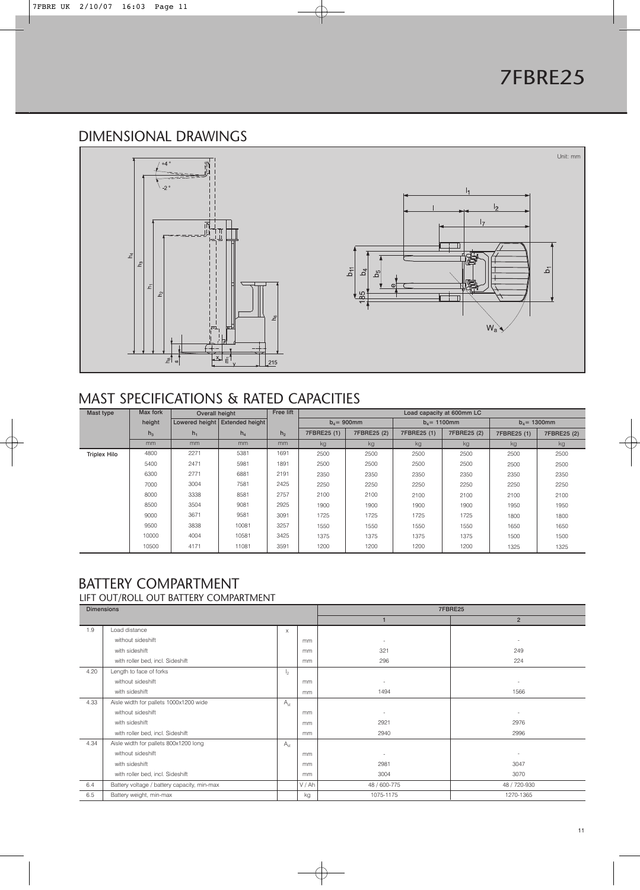# 7FBRE25

## DIMENSIONAL DRAWINGS

Unit: mm

+4°
-2°
$h_4$
$h_3$
$h_1$
$h_2$
$h_6$
$h_8$
s
x
m
y
215
$l_1$
$l$
$l_2$
$l_7$
$b_{11}$
$b_4$
$b_5$
e
185
$b_1$
$W_a$

## MAST SPECIFICATIONS & RATED CAPACITIES

| Mast type | Max fork height | Overall height | | Free lift | Load capacity at 600mm LC | | | | | |
|---|---|---|---|---|---|---|---|---|---|---|
| | | Lowered height | Extended height | | $b_4$= 900mm | | $b_4$= 1100mm | | $b_4$= 1300mm | |
| | $h_3$ | $h_1$ | $h_4$ | $h_2$ | 7FBRE25 (1) | 7FBRE25 (2) | 7FBRE25 (1) | 7FBRE25 (2) | 7FBRE25 (1) | 7FBRE25 (2) |
| | mm | mm | mm | mm | kg | kg | kg | kg | kg | kg |
| Triplex Hilo | 4800 | 2271 | 5381 | 1691 | 2500 | 2500 | 2500 | 2500 | 2500 | 2500 |
| | 5400 | 2471 | 5981 | 1891 | 2500 | 2500 | 2500 | 2500 | 2500 | 2500 |
| | 6300 | 2771 | 6881 | 2191 | 2350 | 2350 | 2350 | 2350 | 2350 | 2350 |
| | 7000 | 3004 | 7581 | 2425 | 2250 | 2250 | 2250 | 2250 | 2250 | 2250 |
| | 8000 | 3338 | 8581 | 2757 | 2100 | 2100 | 2100 | 2100 | 2100 | 2100 |
| | 8500 | 3504 | 9081 | 2925 | 1900 | 1900 | 1900 | 1900 | 1950 | 1950 |
| | 9000 | 3671 | 9581 | 3091 | 1725 | 1725 | 1725 | 1725 | 1800 | 1800 |
| | 9500 | 3838 | 10081 | 3257 | 1550 | 1550 | 1550 | 1550 | 1650 | 1650 |
| | 10000 | 4004 | 10581 | 3425 | 1375 | 1375 | 1375 | 1375 | 1500 | 1500 |
| | 10500 | 4171 | 11081 | 3591 | 1200 | 1200 | 1200 | 1200 | 1325 | 1325 |

## BATTERY COMPARTMENT

### LIFT OUT/ROLL OUT BATTERY COMPARTMENT

| Dimensions | | | | 7FBRE25 | |
|---|---|---|---|---|---|
| | | | | 1 | 2 |
| 1.9 | Load distance | x | | | |
| | without sideshift | | mm | - | - |
| | with sideshift | | mm | 321 | 249 |
| | with roller bed, incl. Sideshift | | mm | 296 | 224 |
| 4.20 | Length to face of forks | $l_2$ | | | |
| | without sideshift | | mm | - | - |
| | with sideshift | | mm | 1494 | 1566 |
| 4.33 | Aisle width for pallets 1000x1200 wide | $A_{st}$ | | | |
| | without sideshift | | mm | - | - |
| | with sideshift | | mm | 2921 | 2976 |
| | with roller bed, incl. Sideshift | | mm | 2940 | 2996 |
| 4.34 | Aisle width for pallets 800x1200 long | $A_{st}$ | | | |
| | without sideshift | | mm | - | - |
| | with sideshift | | mm | 2981 | 3047 |
| | with roller bed, incl. Sideshift | | mm | 3004 | 3070 |
| 6.4 | Battery voltage / battery capacity, min-max | | V / Ah | 48 / 600-775 | 48 / 720-930 |
| 6.5 | Battery weight, min-max | | kg | 1075-1175 | 1270-1365 |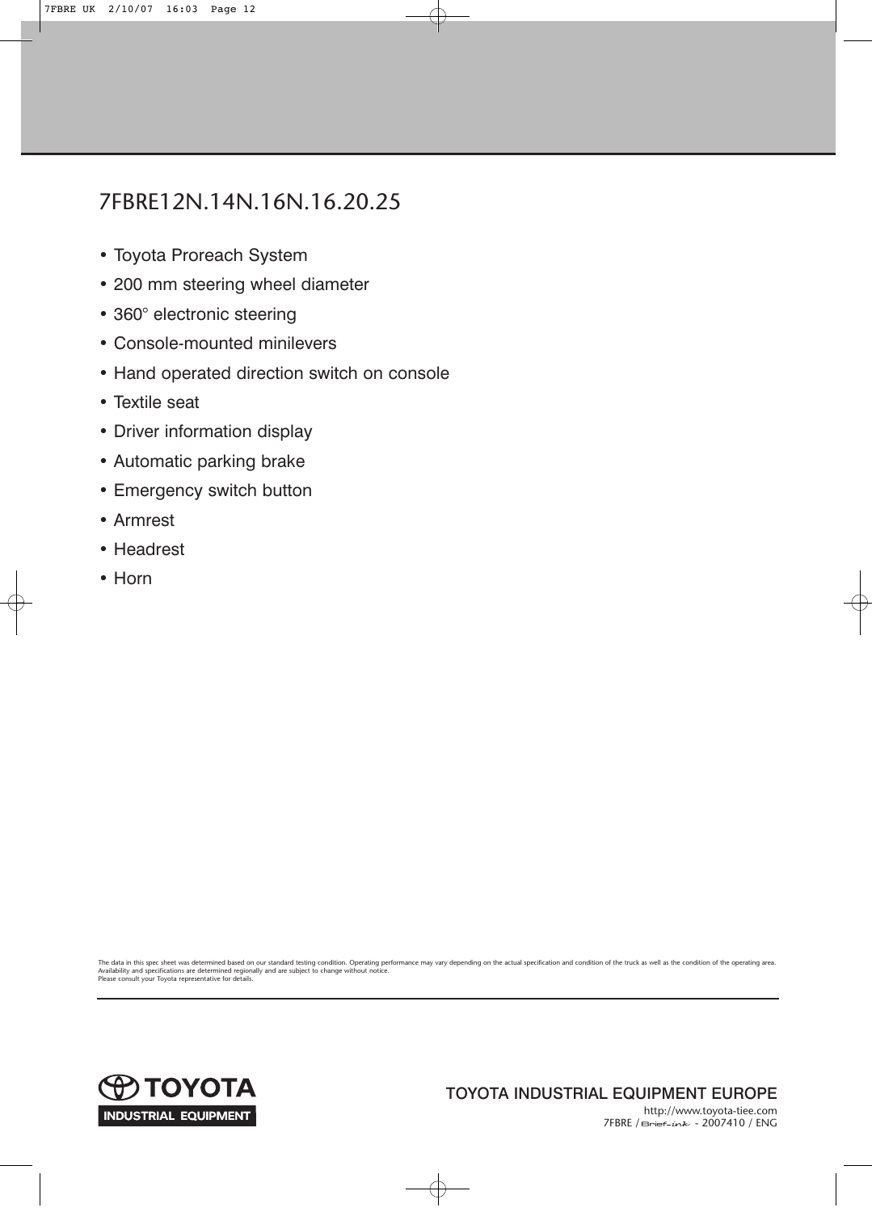## 7FBRE12N.14N.16N.16.20.25

- Toyota Proreach System
- 200 mm steering wheel diameter
- 360° electronic steering
- Console-mounted minilevers
- Hand operated direction switch on console
- Textile seat
- Driver information display
- Automatic parking brake
- Emergency switch button
- Armrest
- Headrest
- Horn

The data in this spec sheet was determined based on our standard testing condition. Operating performance may vary depending on the actual specification and condition of the truck as well as the condition of the operating area.
Availability and specifications are determined regionally and are subject to change without notice.
Please consult your Toyota representative for details.

TOYOTA INDUSTRIAL EQUIPMENT

TOYOTA INDUSTRIAL EQUIPMENT EUROPE

http://www.toyota-tiee.com

7FBRE / Brief-ink - 2007410 / ENG